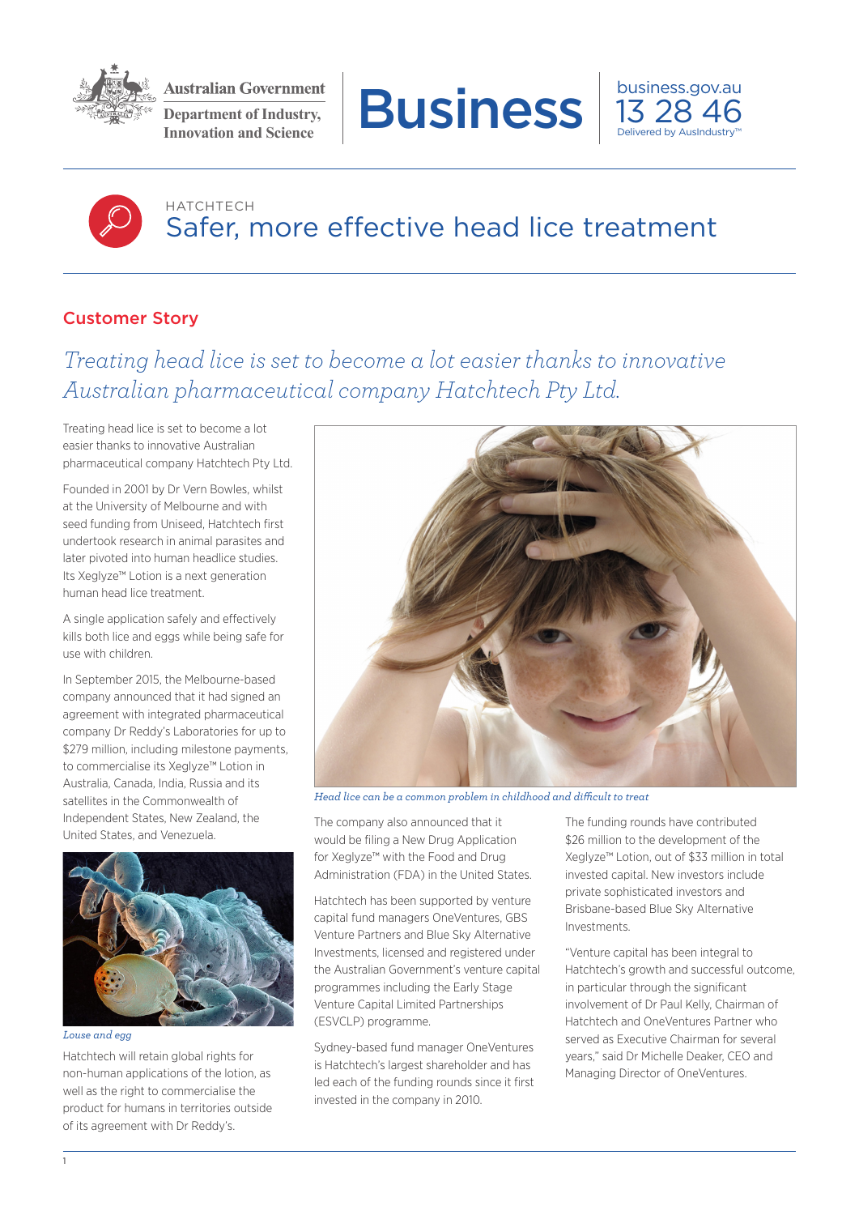Australian Government
Department of Industry, Innovation and Science

# Business

business.gov.au
13 28 46
Delivered by AusIndustry™

HATCHTECH

# Safer, more effective head lice treatment

## Customer Story

*Treating head lice is set to become a lot easier thanks to innovative Australian pharmaceutical company Hatchtech Pty Ltd.*

Treating head lice is set to become a lot easier thanks to innovative Australian pharmaceutical company Hatchtech Pty Ltd.

Founded in 2001 by Dr Vern Bowles, whilst at the University of Melbourne and with seed funding from Uniseed, Hatchtech first undertook research in animal parasites and later pivoted into human headlice studies. Its Xeglyze™ Lotion is a next generation human head lice treatment.

A single application safely and effectively kills both lice and eggs while being safe for use with children.

In September 2015, the Melbourne-based company announced that it had signed an agreement with integrated pharmaceutical company Dr Reddy's Laboratories for up to $279 million, including milestone payments, to commercialise its Xeglyze™ Lotion in Australia, Canada, India, Russia and its satellites in the Commonwealth of Independent States, New Zealand, the United States, and Venezuela.

*Louse and egg*

Hatchtech will retain global rights for non-human applications of the lotion, as well as the right to commercialise the product for humans in territories outside of its agreement with Dr Reddy's.

*Head lice can be a common problem in childhood and difficult to treat*

The company also announced that it would be filing a New Drug Application for Xeglyze™ with the Food and Drug Administration (FDA) in the United States.

Hatchtech has been supported by venture capital fund managers OneVentures, GBS Venture Partners and Blue Sky Alternative Investments, licensed and registered under the Australian Government's venture capital programmes including the Early Stage Venture Capital Limited Partnerships (ESVCLP) programme.

Sydney-based fund manager OneVentures is Hatchtech's largest shareholder and has led each of the funding rounds since it first invested in the company in 2010.

The funding rounds have contributed $26 million to the development of the Xeglyze™ Lotion, out of $33 million in total invested capital. New investors include private sophisticated investors and Brisbane-based Blue Sky Alternative Investments.

"Venture capital has been integral to Hatchtech's growth and successful outcome, in particular through the significant involvement of Dr Paul Kelly, Chairman of Hatchtech and OneVentures Partner who served as Executive Chairman for several years," said Dr Michelle Deaker, CEO and Managing Director of OneVentures.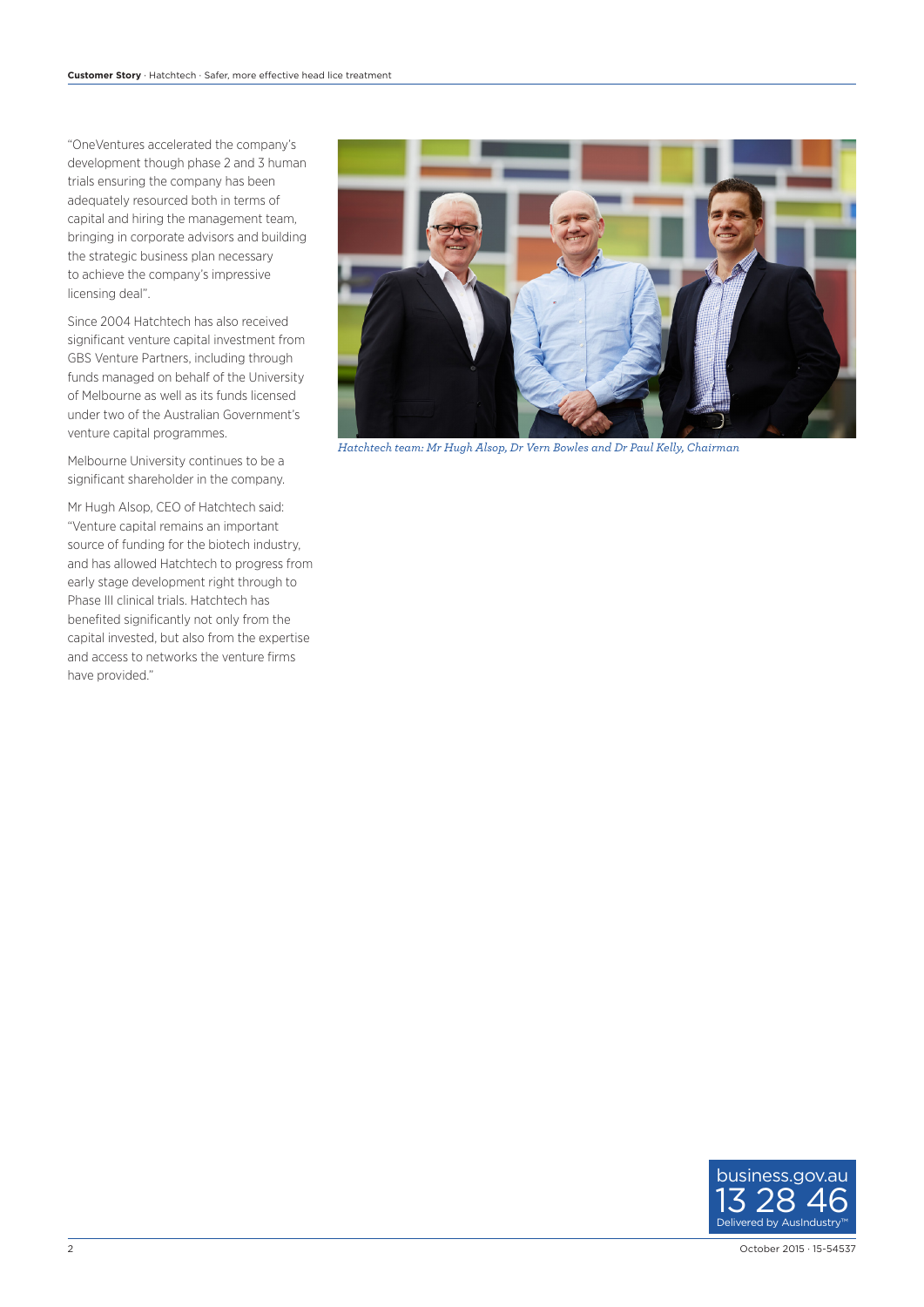"OneVentures accelerated the company's development though phase 2 and 3 human trials ensuring the company has been adequately resourced both in terms of capital and hiring the management team, bringing in corporate advisors and building the strategic business plan necessary to achieve the company's impressive licensing deal".

Since 2004 Hatchtech has also received significant venture capital investment from GBS Venture Partners, including through funds managed on behalf of the University of Melbourne as well as its funds licensed under two of the Australian Government's venture capital programmes.

Melbourne University continues to be a significant shareholder in the company.

Mr Hugh Alsop, CEO of Hatchtech said: "Venture capital remains an important source of funding for the biotech industry, and has allowed Hatchtech to progress from early stage development right through to Phase III clinical trials. Hatchtech has benefited significantly not only from the capital invested, but also from the expertise and access to networks the venture firms have provided."

*Hatchtech team: Mr Hugh Alsop, Dr Vern Bowles and Dr Paul Kelly, Chairman*

business.gov.au
13 28 46
Delivered by AusIndustry™

October 2015 · 15-54537